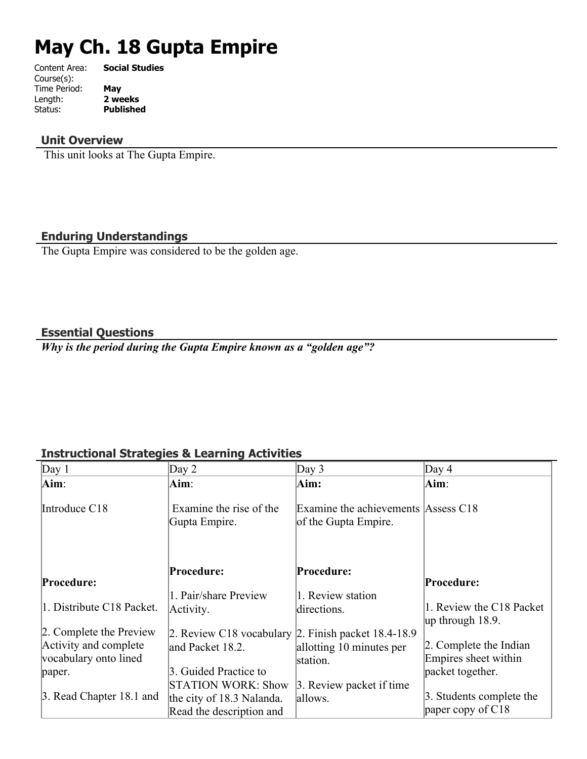# May Ch. 18 Gupta Empire

Content Area: **Social Studies**
Course(s):
Time Period: **May**
Length: **2 weeks**
Status: **Published**

## Unit Overview

This unit looks at The Gupta Empire.

## Enduring Understandings

The Gupta Empire was considered to be the golden age.

## Essential Questions

***Why is the period during the Gupta Empire known as a "golden age"?***

## Instructional Strategies & Learning Activities

| Day 1 | Day 2 | Day 3 | Day 4 |
|---|---|---|---|
| **Aim**:<br><br>Introduce C18<br><br>**Procedure:**<br><br>1. Distribute C18 Packet.<br><br>2. Complete the Preview Activity and complete vocabulary onto lined paper.<br><br>3. Read Chapter 18.1 and | **Aim**:<br><br>Examine the rise of the Gupta Empire.<br><br>**Procedure:**<br><br>1. Pair/share Preview Activity.<br><br>2. Review C18 vocabulary and Packet 18.2.<br><br>3. Guided Practice to STATION WORK: Show the city of 18.3 Nalanda. Read the description and | **Aim:**<br><br>Examine the achievements of the Gupta Empire.<br><br>**Procedure:**<br><br>1. Review station directions.<br><br>2. Finish packet 18.4-18.9 allotting 10 minutes per station.<br><br>3. Review packet if time allows. | **Aim**:<br><br>Assess C18<br><br>**Procedure:**<br><br>1. Review the C18 Packet up through 18.9.<br><br>2. Complete the Indian Empires sheet within packet together.<br><br>3. Students complete the paper copy of C18 |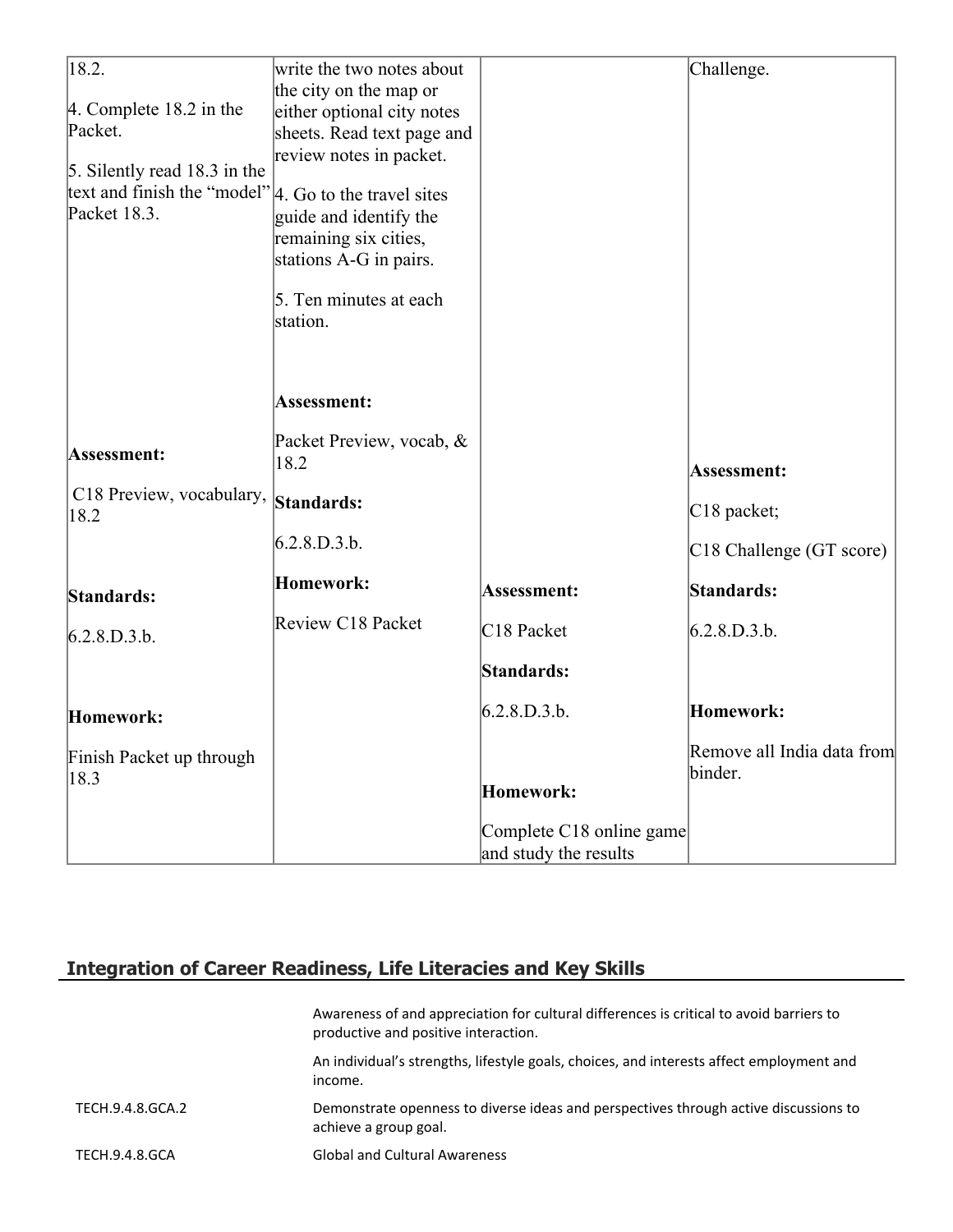| | | | |
|---|---|---|---|
| 18.2.<br><br>4. Complete 18.2 in the Packet.<br><br>5. Silently read 18.3 in the text and finish the "model" Packet 18.3.<br><br>**Assessment:**<br><br>C18 Preview, vocabulary, 18.2<br><br>**Standards:**<br><br>6.2.8.D.3.b.<br><br>**Homework:**<br><br>Finish Packet up through 18.3 | write the two notes about the city on the map or either optional city notes sheets. Read text page and review notes in packet.<br><br>4. Go to the travel sites guide and identify the remaining six cities, stations A-G in pairs.<br><br>5. Ten minutes at each station.<br><br>**Assessment:**<br><br>Packet Preview, vocab, & 18.2<br><br>**Standards:**<br><br>6.2.8.D.3.b.<br><br>**Homework:**<br><br>Review C18 Packet | **Assessment:**<br><br>C18 Packet<br><br>**Standards:**<br><br>6.2.8.D.3.b.<br><br>**Homework:**<br><br>Complete C18 online game and study the results | Challenge.<br><br>**Assessment:**<br><br>C18 packet;<br><br>C18 Challenge (GT score)<br><br>**Standards:**<br><br>6.2.8.D.3.b.<br><br>**Homework:**<br><br>Remove all India data from binder. |

## Integration of Career Readiness, Life Literacies and Key Skills

| | |
|---|---|
| | Awareness of and appreciation for cultural differences is critical to avoid barriers to productive and positive interaction. |
| | An individual's strengths, lifestyle goals, choices, and interests affect employment and income. |
| TECH.9.4.8.GCA.2 | Demonstrate openness to diverse ideas and perspectives through active discussions to achieve a group goal. |
| TECH.9.4.8.GCA | Global and Cultural Awareness |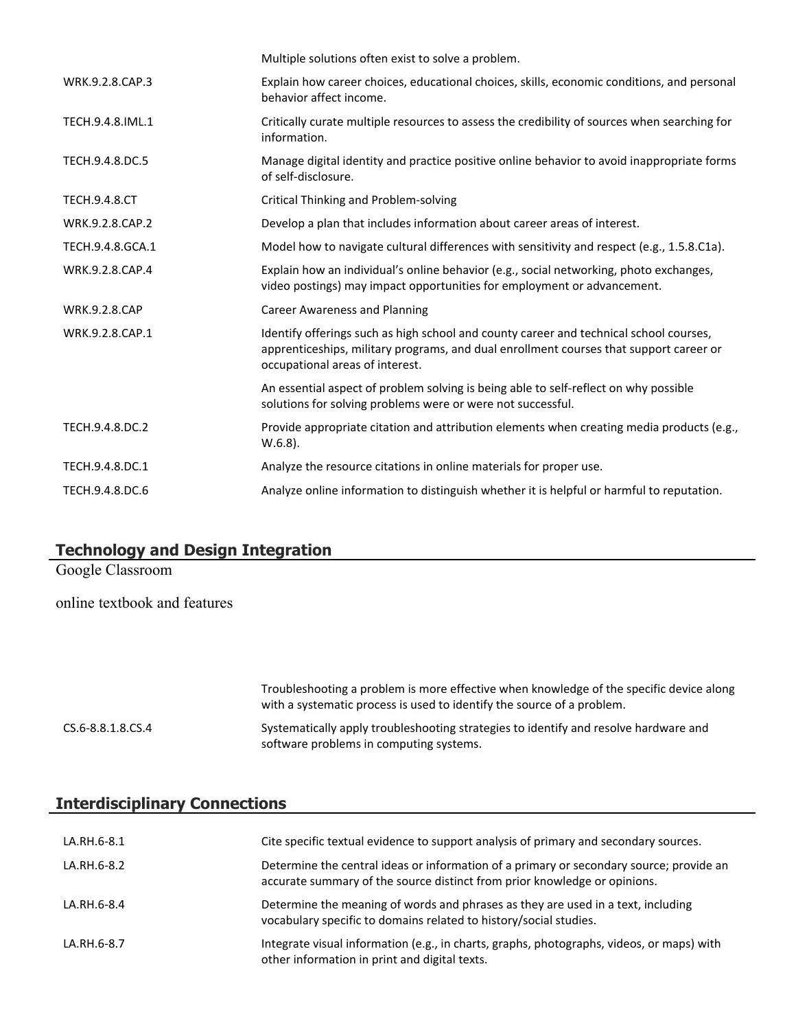|  |  |
|---|---|
|  | Multiple solutions often exist to solve a problem. |
| WRK.9.2.8.CAP.3 | Explain how career choices, educational choices, skills, economic conditions, and personal behavior affect income. |
| TECH.9.4.8.IML.1 | Critically curate multiple resources to assess the credibility of sources when searching for information. |
| TECH.9.4.8.DC.5 | Manage digital identity and practice positive online behavior to avoid inappropriate forms of self-disclosure. |
| TECH.9.4.8.CT | Critical Thinking and Problem-solving |
| WRK.9.2.8.CAP.2 | Develop a plan that includes information about career areas of interest. |
| TECH.9.4.8.GCA.1 | Model how to navigate cultural differences with sensitivity and respect (e.g., 1.5.8.C1a). |
| WRK.9.2.8.CAP.4 | Explain how an individual's online behavior (e.g., social networking, photo exchanges, video postings) may impact opportunities for employment or advancement. |
| WRK.9.2.8.CAP | Career Awareness and Planning |
| WRK.9.2.8.CAP.1 | Identify offerings such as high school and county career and technical school courses, apprenticeships, military programs, and dual enrollment courses that support career or occupational areas of interest. |
|  | An essential aspect of problem solving is being able to self-reflect on why possible solutions for solving problems were or were not successful. |
| TECH.9.4.8.DC.2 | Provide appropriate citation and attribution elements when creating media products (e.g., W.6.8). |
| TECH.9.4.8.DC.1 | Analyze the resource citations in online materials for proper use. |
| TECH.9.4.8.DC.6 | Analyze online information to distinguish whether it is helpful or harmful to reputation. |

## Technology and Design Integration

Google Classroom

online textbook and features

|  |  |
|---|---|
|  | Troubleshooting a problem is more effective when knowledge of the specific device along with a systematic process is used to identify the source of a problem. |
| CS.6-8.8.1.8.CS.4 | Systematically apply troubleshooting strategies to identify and resolve hardware and software problems in computing systems. |

## Interdisciplinary Connections

|  |  |
|---|---|
| LA.RH.6-8.1 | Cite specific textual evidence to support analysis of primary and secondary sources. |
| LA.RH.6-8.2 | Determine the central ideas or information of a primary or secondary source; provide an accurate summary of the source distinct from prior knowledge or opinions. |
| LA.RH.6-8.4 | Determine the meaning of words and phrases as they are used in a text, including vocabulary specific to domains related to history/social studies. |
| LA.RH.6-8.7 | Integrate visual information (e.g., in charts, graphs, photographs, videos, or maps) with other information in print and digital texts. |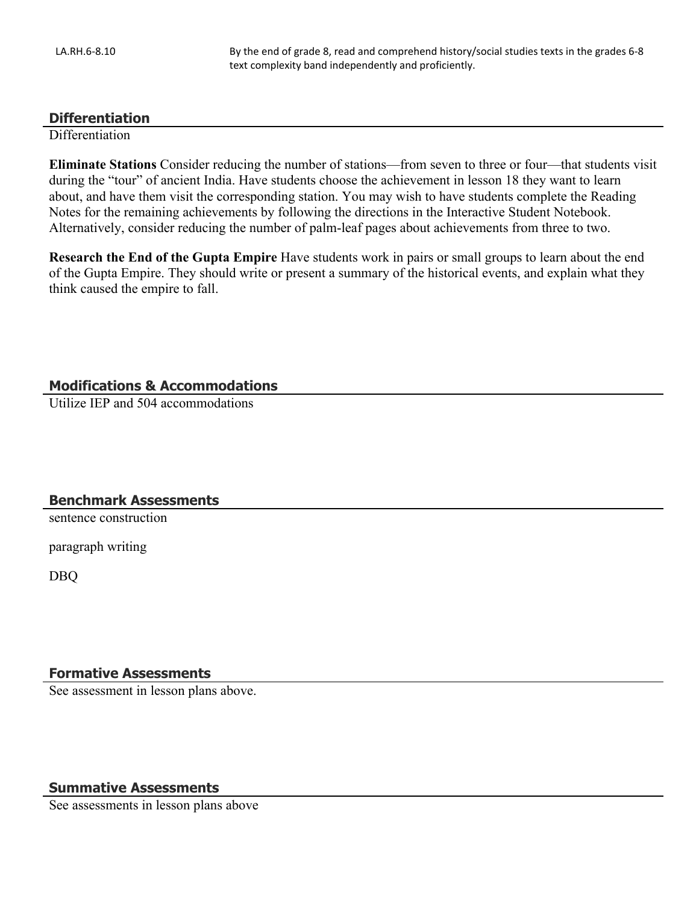| LA.RH.6-8.10 | By the end of grade 8, read and comprehend history/social studies texts in the grades 6-8 text complexity band independently and proficiently. |
|---|---|

## Differentiation

Differentiation

**Eliminate Stations** Consider reducing the number of stations—from seven to three or four—that students visit during the "tour" of ancient India. Have students choose the achievement in lesson 18 they want to learn about, and have them visit the corresponding station. You may wish to have students complete the Reading Notes for the remaining achievements by following the directions in the Interactive Student Notebook. Alternatively, consider reducing the number of palm-leaf pages about achievements from three to two.

**Research the End of the Gupta Empire** Have students work in pairs or small groups to learn about the end of the Gupta Empire. They should write or present a summary of the historical events, and explain what they think caused the empire to fall.

## Modifications & Accommodations

Utilize IEP and 504 accommodations

## Benchmark Assessments

sentence construction

paragraph writing

DBQ

## Formative Assessments

See assessment in lesson plans above.

## Summative Assessments

See assessments in lesson plans above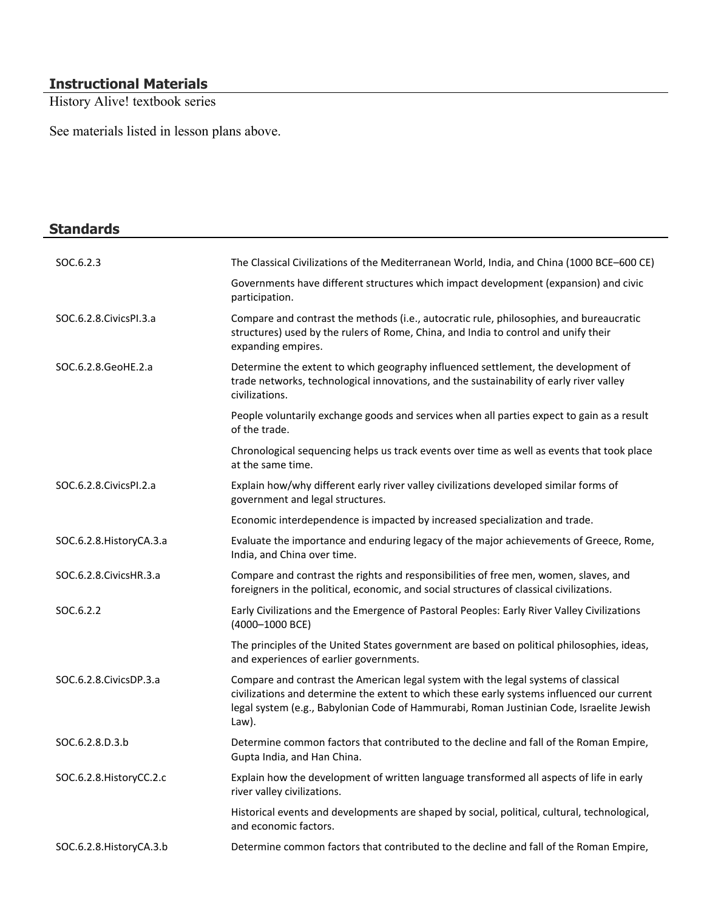## Instructional Materials

History Alive! textbook series

See materials listed in lesson plans above.

## Standards

| | |
|---|---|
| SOC.6.2.3 | The Classical Civilizations of the Mediterranean World, India, and China (1000 BCE–600 CE) |
| | Governments have different structures which impact development (expansion) and civic participation. |
| SOC.6.2.8.CivicsPI.3.a | Compare and contrast the methods (i.e., autocratic rule, philosophies, and bureaucratic structures) used by the rulers of Rome, China, and India to control and unify their expanding empires. |
| SOC.6.2.8.GeoHE.2.a | Determine the extent to which geography influenced settlement, the development of trade networks, technological innovations, and the sustainability of early river valley civilizations. |
| | People voluntarily exchange goods and services when all parties expect to gain as a result of the trade. |
| | Chronological sequencing helps us track events over time as well as events that took place at the same time. |
| SOC.6.2.8.CivicsPI.2.a | Explain how/why different early river valley civilizations developed similar forms of government and legal structures. |
| | Economic interdependence is impacted by increased specialization and trade. |
| SOC.6.2.8.HistoryCA.3.a | Evaluate the importance and enduring legacy of the major achievements of Greece, Rome, India, and China over time. |
| SOC.6.2.8.CivicsHR.3.a | Compare and contrast the rights and responsibilities of free men, women, slaves, and foreigners in the political, economic, and social structures of classical civilizations. |
| SOC.6.2.2 | Early Civilizations and the Emergence of Pastoral Peoples: Early River Valley Civilizations (4000–1000 BCE) |
| | The principles of the United States government are based on political philosophies, ideas, and experiences of earlier governments. |
| SOC.6.2.8.CivicsDP.3.a | Compare and contrast the American legal system with the legal systems of classical civilizations and determine the extent to which these early systems influenced our current legal system (e.g., Babylonian Code of Hammurabi, Roman Justinian Code, Israelite Jewish Law). |
| SOC.6.2.8.D.3.b | Determine common factors that contributed to the decline and fall of the Roman Empire, Gupta India, and Han China. |
| SOC.6.2.8.HistoryCC.2.c | Explain how the development of written language transformed all aspects of life in early river valley civilizations. |
| | Historical events and developments are shaped by social, political, cultural, technological, and economic factors. |
| SOC.6.2.8.HistoryCA.3.b | Determine common factors that contributed to the decline and fall of the Roman Empire, |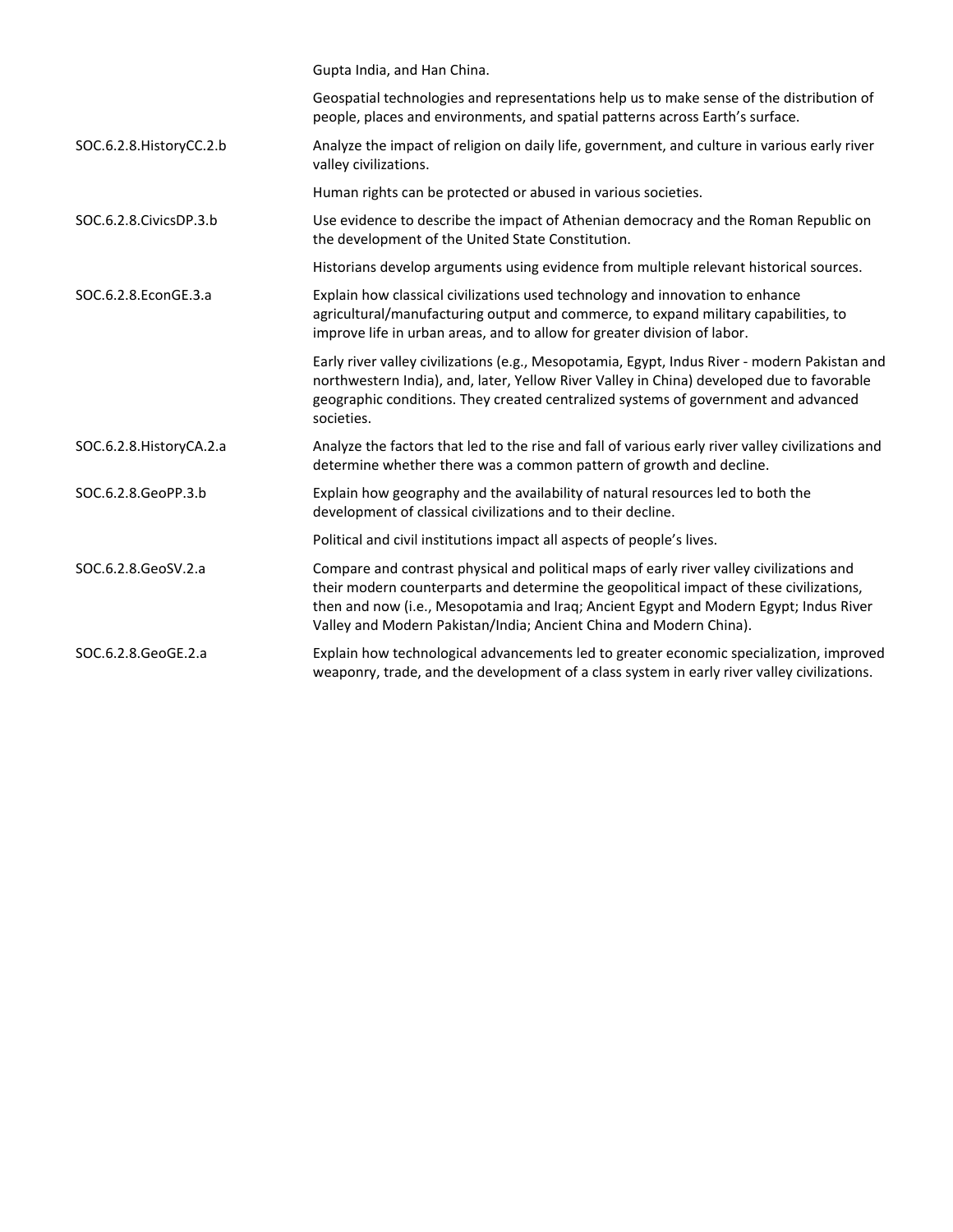| | |
|---|---|
| | Gupta India, and Han China. |
| | Geospatial technologies and representations help us to make sense of the distribution of people, places and environments, and spatial patterns across Earth's surface. |
| SOC.6.2.8.HistoryCC.2.b | Analyze the impact of religion on daily life, government, and culture in various early river valley civilizations. |
| | Human rights can be protected or abused in various societies. |
| SOC.6.2.8.CivicsDP.3.b | Use evidence to describe the impact of Athenian democracy and the Roman Republic on the development of the United State Constitution. |
| | Historians develop arguments using evidence from multiple relevant historical sources. |
| SOC.6.2.8.EconGE.3.a | Explain how classical civilizations used technology and innovation to enhance agricultural/manufacturing output and commerce, to expand military capabilities, to improve life in urban areas, and to allow for greater division of labor. |
| | Early river valley civilizations (e.g., Mesopotamia, Egypt, Indus River - modern Pakistan and northwestern India), and, later, Yellow River Valley in China) developed due to favorable geographic conditions. They created centralized systems of government and advanced societies. |
| SOC.6.2.8.HistoryCA.2.a | Analyze the factors that led to the rise and fall of various early river valley civilizations and determine whether there was a common pattern of growth and decline. |
| SOC.6.2.8.GeoPP.3.b | Explain how geography and the availability of natural resources led to both the development of classical civilizations and to their decline. |
| | Political and civil institutions impact all aspects of people's lives. |
| SOC.6.2.8.GeoSV.2.a | Compare and contrast physical and political maps of early river valley civilizations and their modern counterparts and determine the geopolitical impact of these civilizations, then and now (i.e., Mesopotamia and Iraq; Ancient Egypt and Modern Egypt; Indus River Valley and Modern Pakistan/India; Ancient China and Modern China). |
| SOC.6.2.8.GeoGE.2.a | Explain how technological advancements led to greater economic specialization, improved weaponry, trade, and the development of a class system in early river valley civilizations. |